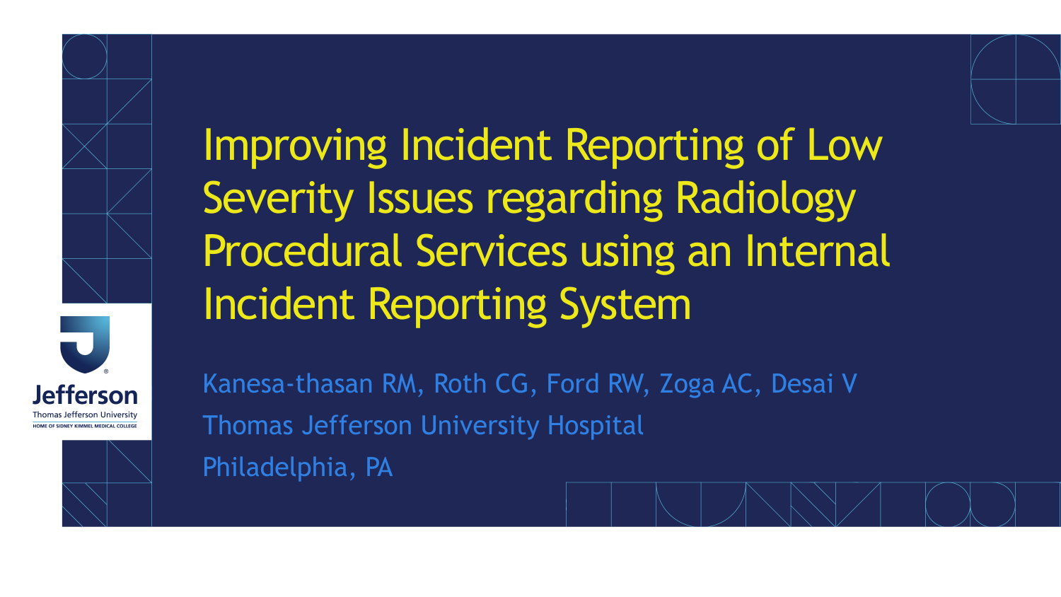# Improving Incident Reporting of Low Severity Issues regarding Radiology Procedural Services using an Internal Incident Reporting System

Kanesa-thasan RM, Roth CG, Ford RW, Zoga AC, Desai V

Thomas Jefferson University Hospital

Philadelphia, PA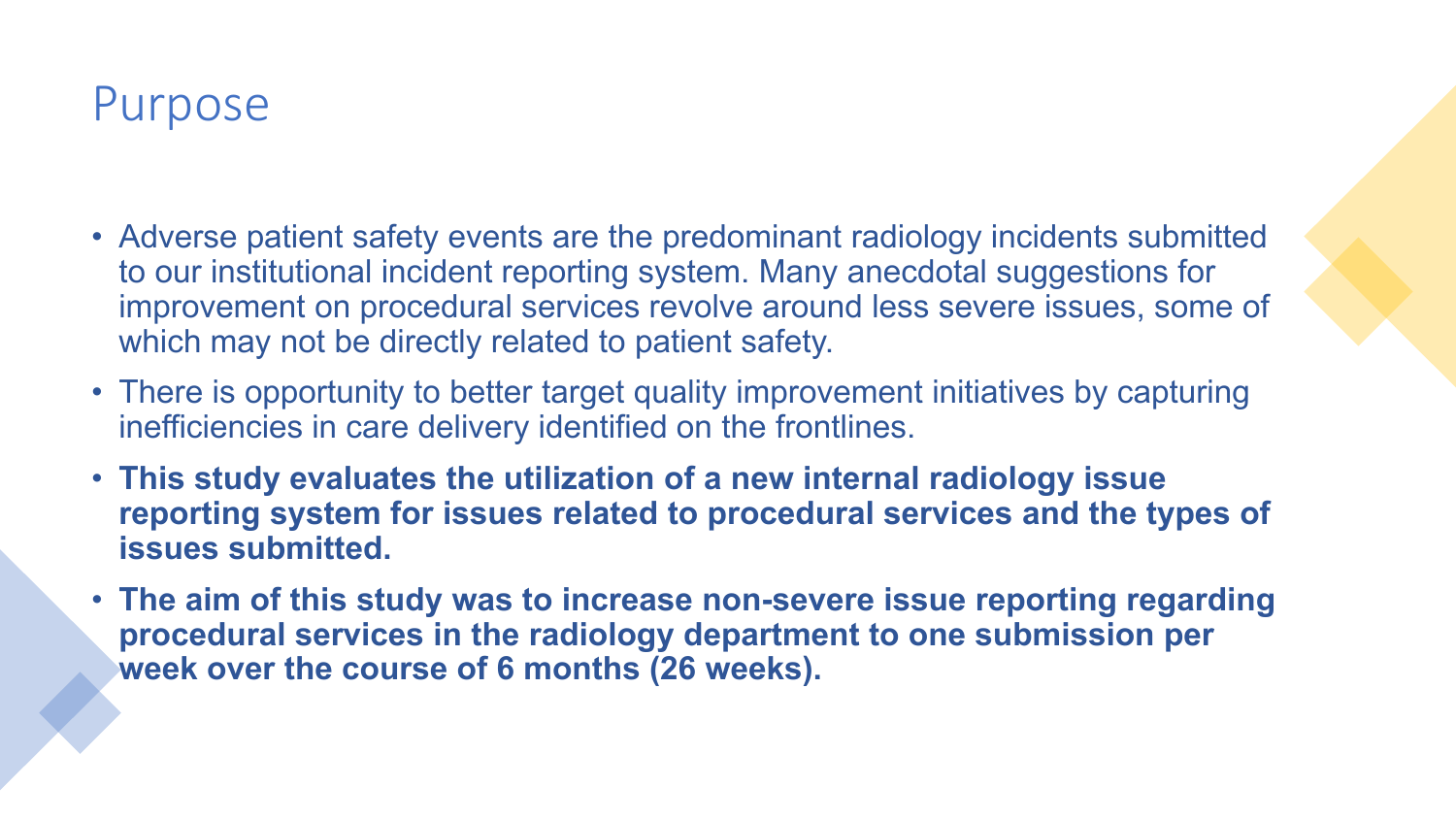# Purpose

- Adverse patient safety events are the predominant radiology incidents submitted to our institutional incident reporting system. Many anecdotal suggestions for improvement on procedural services revolve around less severe issues, some of which may not be directly related to patient safety.
- There is opportunity to better target quality improvement initiatives by capturing inefficiencies in care delivery identified on the frontlines.
- **This study evaluates the utilization of a new internal radiology issue reporting system for issues related to procedural services and the types of issues submitted.**
- **The aim of this study was to increase non-severe issue reporting regarding procedural services in the radiology department to one submission per week over the course of 6 months (26 weeks).**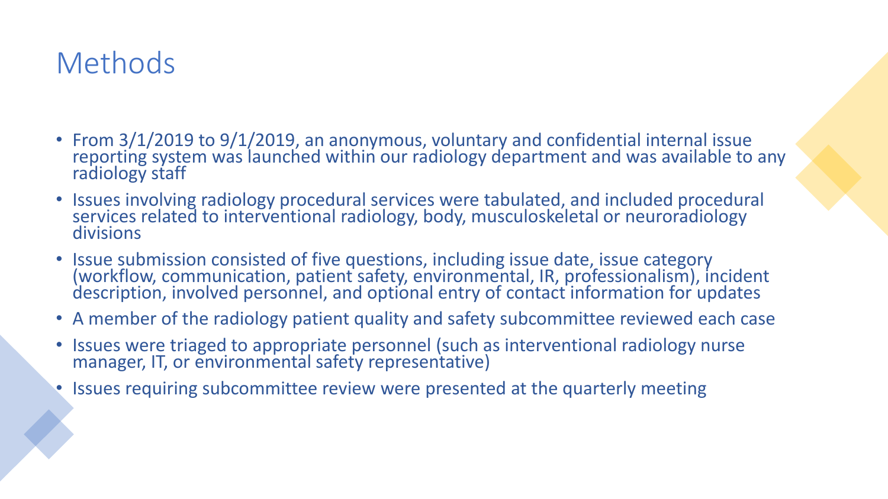# Methods

- From 3/1/2019 to 9/1/2019, an anonymous, voluntary and confidential internal issue reporting system was launched within our radiology department and was available to any radiology staff
- Issues involving radiology procedural services were tabulated, and included procedural services related to interventional radiology, body, musculoskeletal or neuroradiology divisions
- Issue submission consisted of five questions, including issue date, issue category (workflow, communication, patient safety, environmental, IR, professionalism), incident description, involved personnel, and optional entry of contact information for updates
- A member of the radiology patient quality and safety subcommittee reviewed each case
- Issues were triaged to appropriate personnel (such as interventional radiology nurse manager, IT, or environmental safety representative)
- Issues requiring subcommittee review were presented at the quarterly meeting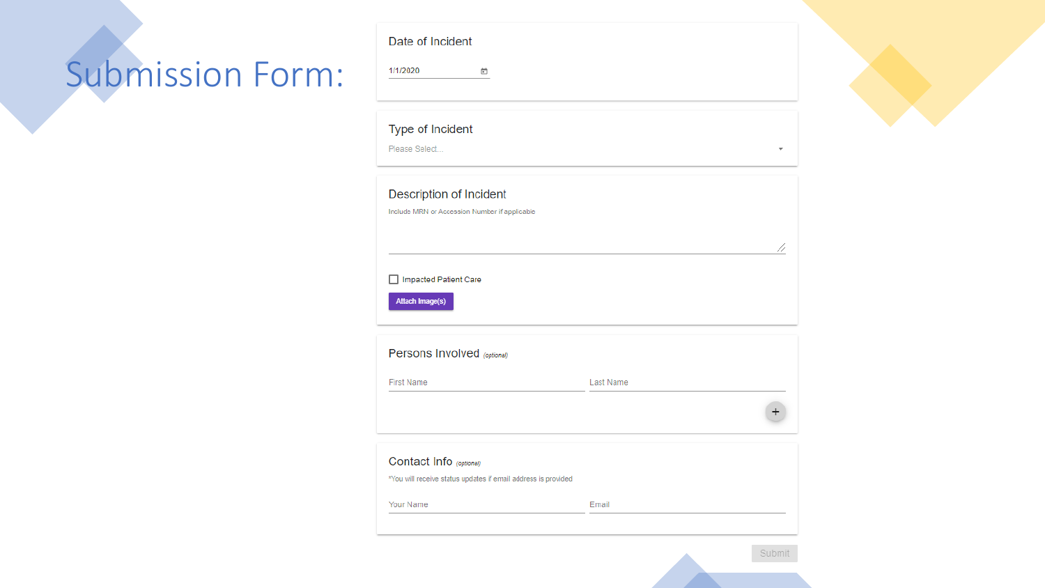# Submission Form:

## Date of Incident

1/1/2020

## Type of Incident

Please Select...

## Description of Incident

Include MRN or Accession Number if applicable

☐ Impacted Patient Care

Attach Image(s)

## Persons Involved *(optional)*

First Name

Last Name

+

## Contact Info *(optional)*

*You will receive status updates if email address is provided

Your Name

Email

Submit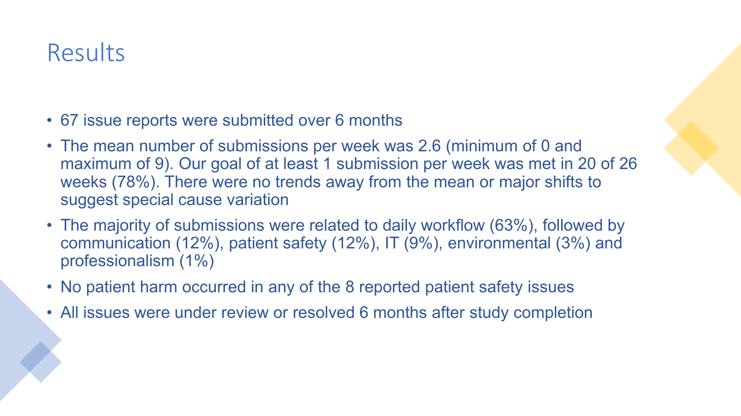# Results

- 67 issue reports were submitted over 6 months
- The mean number of submissions per week was 2.6 (minimum of 0 and maximum of 9). Our goal of at least 1 submission per week was met in 20 of 26 weeks (78%). There were no trends away from the mean or major shifts to suggest special cause variation
- The majority of submissions were related to daily workflow (63%), followed by communication (12%), patient safety (12%), IT (9%), environmental (3%) and professionalism (1%)
- No patient harm occurred in any of the 8 reported patient safety issues
- All issues were under review or resolved 6 months after study completion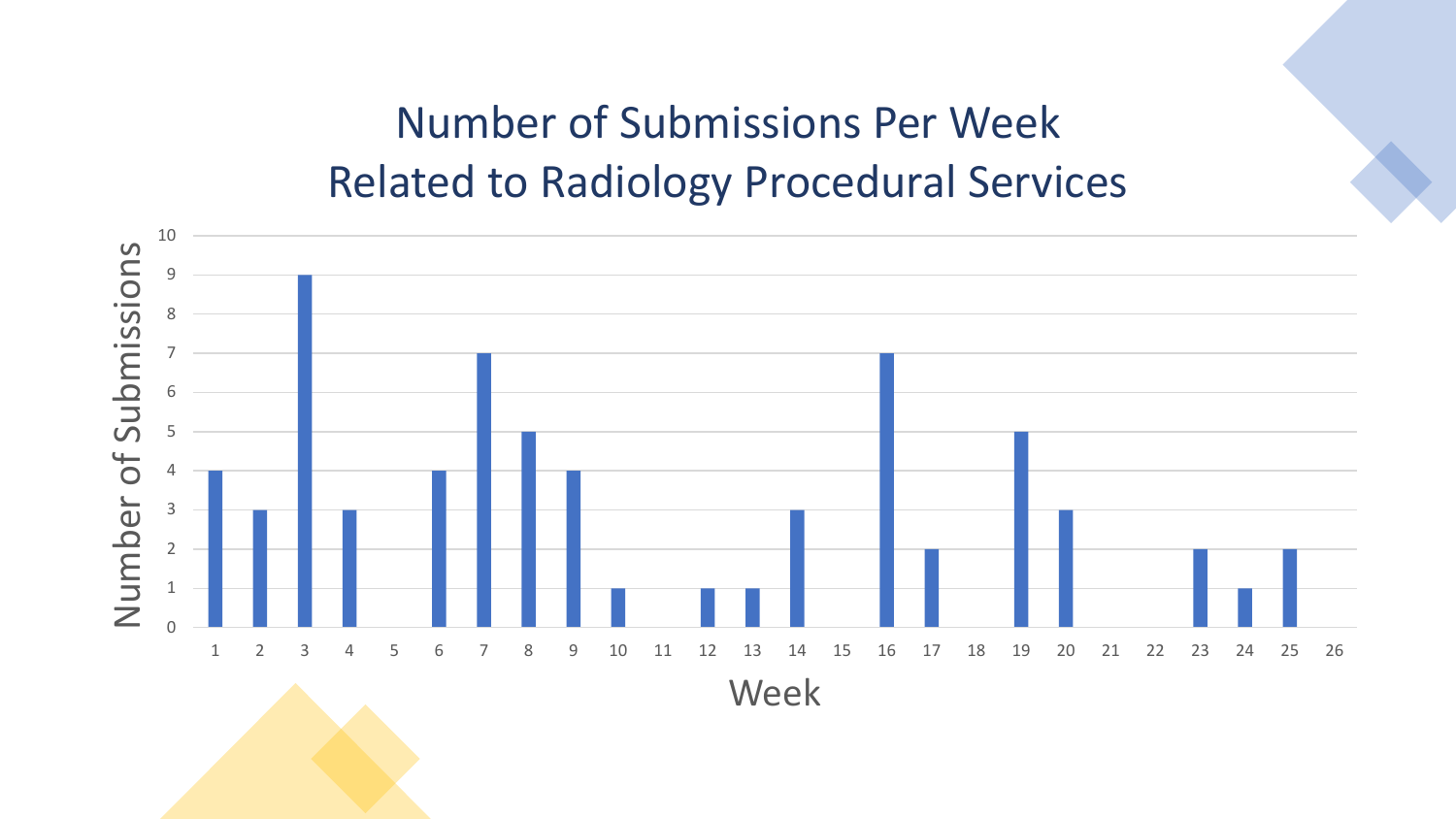# Number of Submissions Per Week Related to Radiology Procedural Services

| Week | Number of Submissions |
|---|---|
| 1 | 4 |
| 2 | 3 |
| 3 | 9 |
| 4 | 3 |
| 5 | 0 |
| 6 | 4 |
| 7 | 7 |
| 8 | 5 |
| 9 | 4 |
| 10 | 1 |
| 11 | 0 |
| 12 | 1 |
| 13 | 1 |
| 14 | 3 |
| 15 | 0 |
| 16 | 7 |
| 17 | 2 |
| 18 | 0 |
| 19 | 5 |
| 20 | 3 |
| 21 | 0 |
| 22 | 0 |
| 23 | 2 |
| 24 | 1 |
| 25 | 2 |
| 26 | 0 |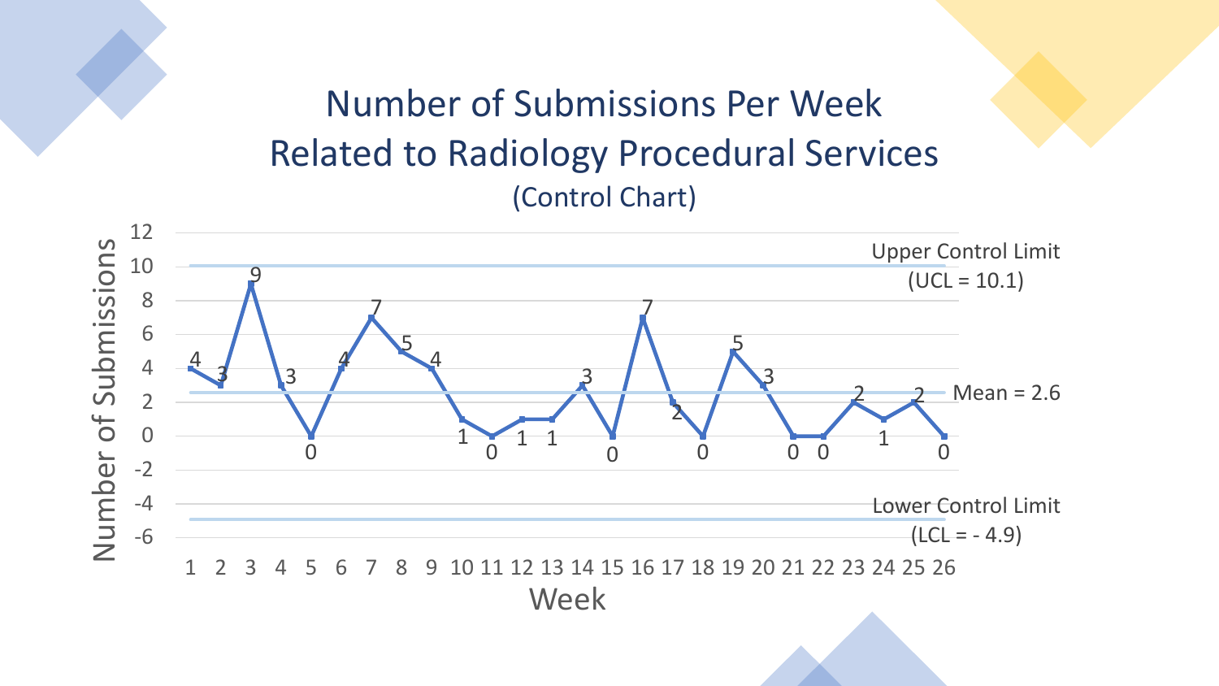# Number of Submissions Per Week Related to Radiology Procedural Services

(Control Chart)

| Week | 1 | 2 | 3 | 4 | 5 | 6 | 7 | 8 | 9 | 10 | 11 | 12 | 13 | 14 | 15 | 16 | 17 | 18 | 19 | 20 | 21 | 22 | 23 | 24 | 25 | 26 |
|---|---|---|---|---|---|---|---|---|---|---|---|---|---|---|---|---|---|---|---|---|---|---|---|---|---|---|
| Number of Submissions | 4 | 3 | 9 | 3 | 0 | 4 | 7 | 5 | 4 | 1 | 0 | 1 | 1 | 3 | 0 | 7 | 2 | 0 | 5 | 3 | 0 | 0 | 2 | 1 | 2 | 0 |

Upper Control Limit (UCL = 10.1)

Mean = 2.6

Lower Control Limit (LCL = - 4.9)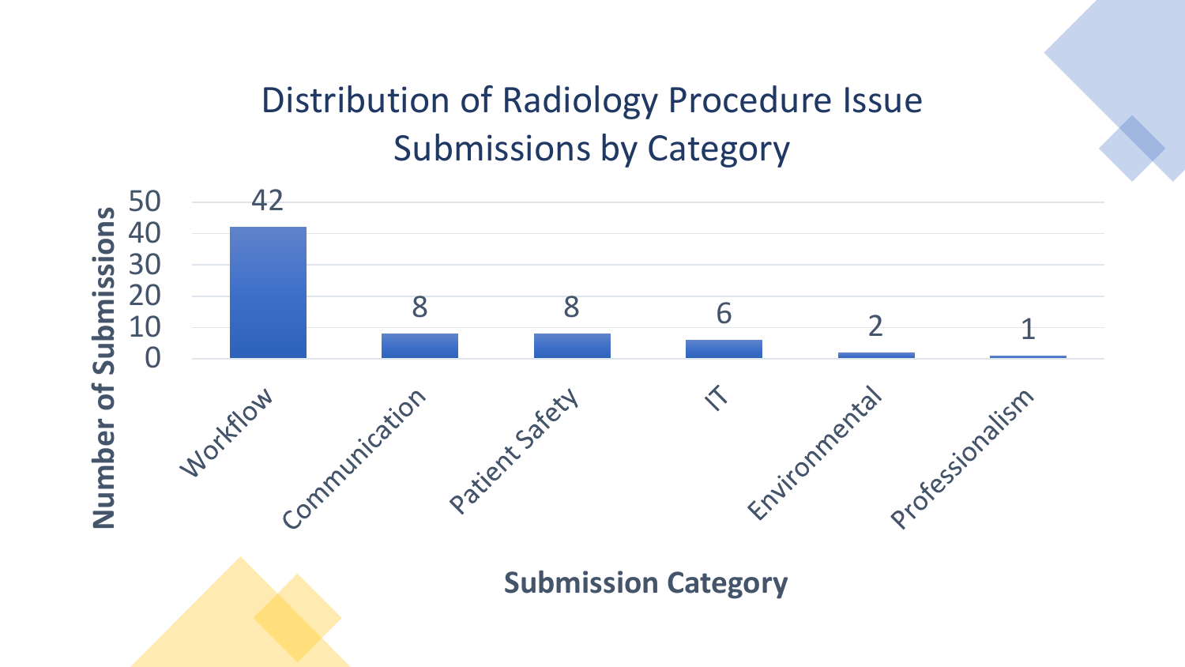# Distribution of Radiology Procedure Issue Submissions by Category

| Submission Category | Number of Submissions |
| --- | --- |
| Workflow | 42 |
| Communication | 8 |
| Patient Safety | 8 |
| IT | 6 |
| Environmental | 2 |
| Professionalism | 1 |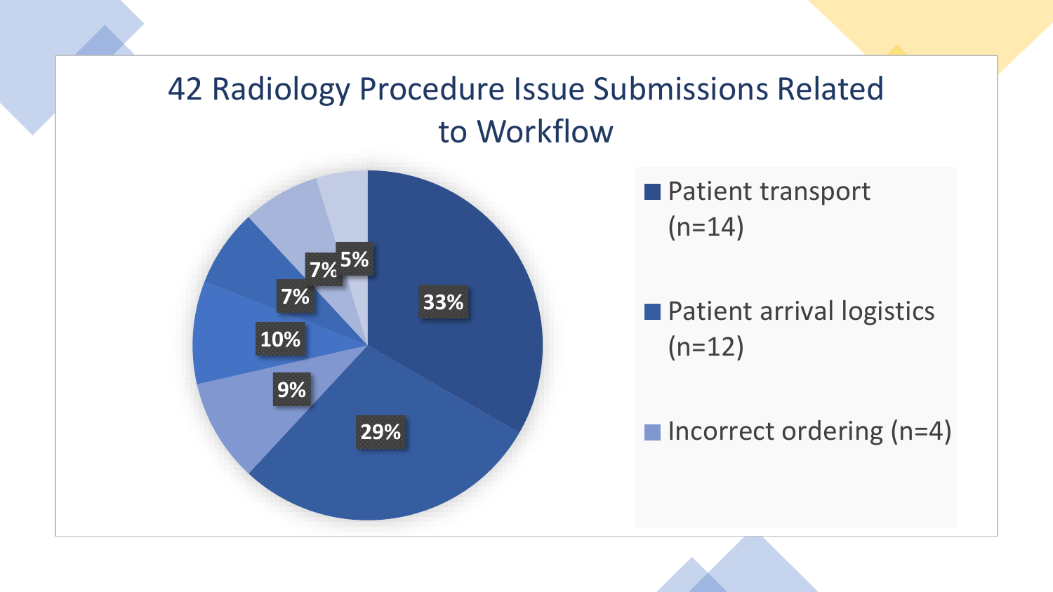# 42 Radiology Procedure Issue Submissions Related to Workflow

- Patient transport (n=14)
- Patient arrival logistics (n=12)
- Incorrect ordering (n=4)

33%
29%
9%
10%
7%
7%
5%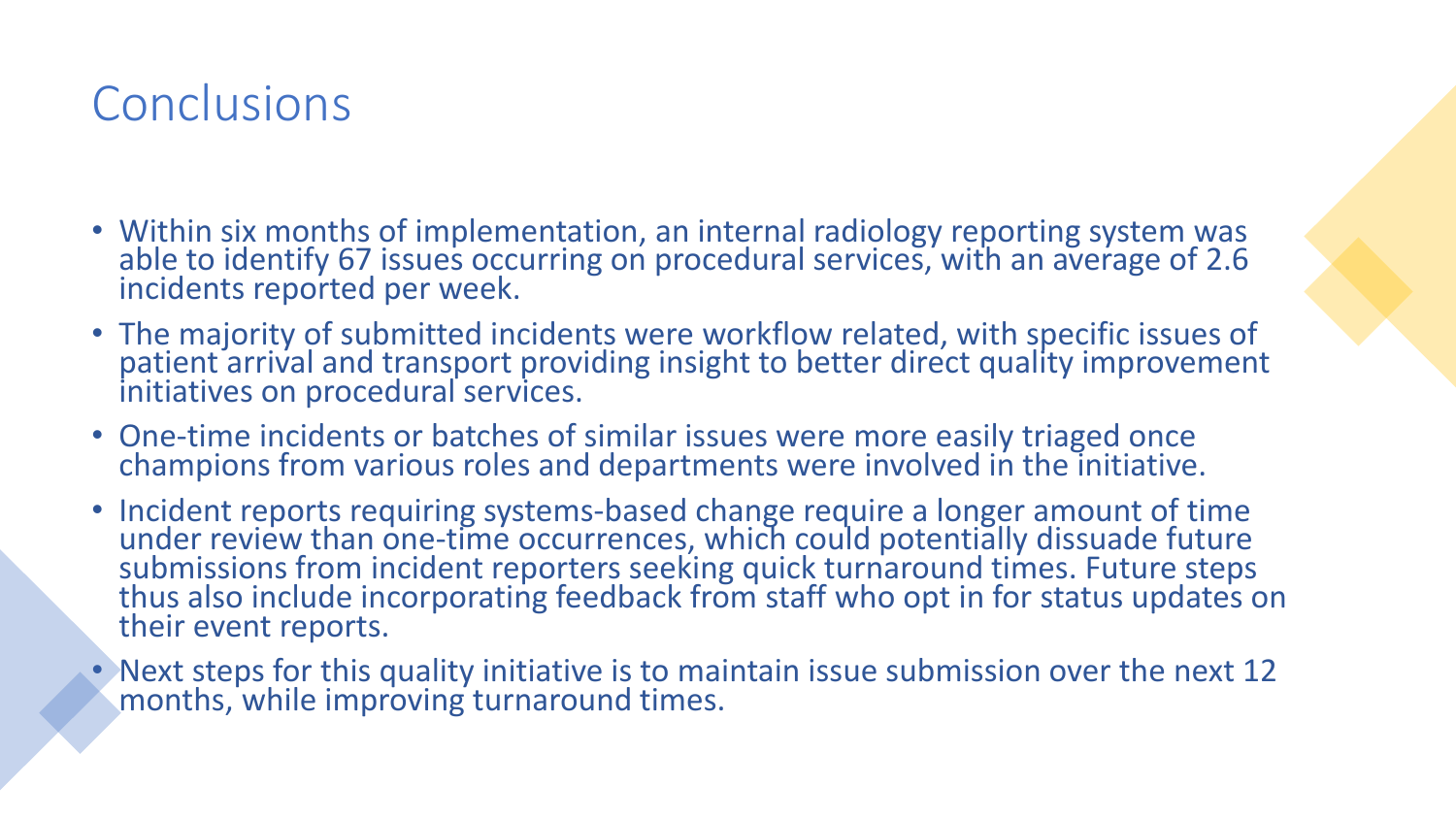# Conclusions

- Within six months of implementation, an internal radiology reporting system was able to identify 67 issues occurring on procedural services, with an average of 2.6 incidents reported per week.
- The majority of submitted incidents were workflow related, with specific issues of patient arrival and transport providing insight to better direct quality improvement initiatives on procedural services.
- One-time incidents or batches of similar issues were more easily triaged once champions from various roles and departments were involved in the initiative.
- Incident reports requiring systems-based change require a longer amount of time under review than one-time occurrences, which could potentially dissuade future submissions from incident reporters seeking quick turnaround times. Future steps thus also include incorporating feedback from staff who opt in for status updates on their event reports.
- Next steps for this quality initiative is to maintain issue submission over the next 12 months, while improving turnaround times.